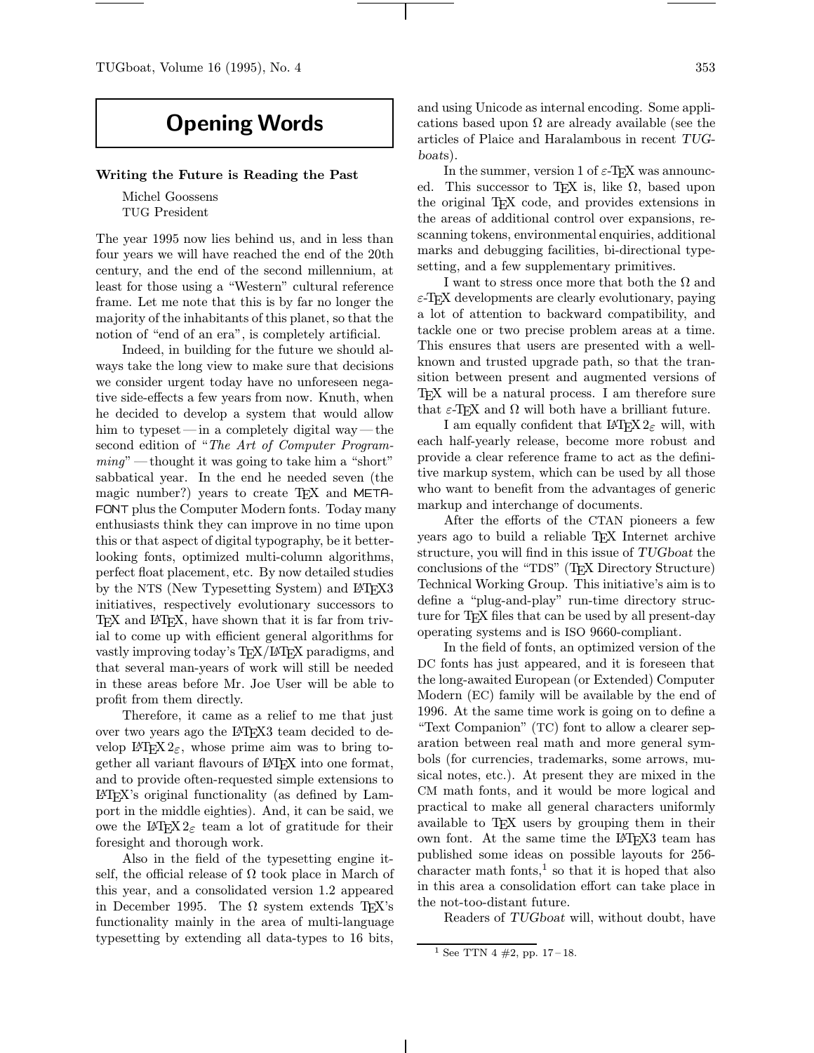# Opening Words

### Writing the Future is Reading the Past

Michel Goossens
TUG President

The year 1995 now lies behind us, and in less than four years we will have reached the end of the 20th century, and the end of the second millennium, at least for those using a "Western" cultural reference frame. Let me note that this is by far no longer the majority of the inhabitants of this planet, so that the notion of "end of an era", is completely artificial.

Indeed, in building for the future we should always take the long view to make sure that decisions we consider urgent today have no unforeseen negative side-effects a few years from now. Knuth, when he decided to develop a system that would allow him to typeset — in a completely digital way — the second edition of "*The Art of Computer Programming*" — thought it was going to take him a "short" sabbatical year. In the end he needed seven (the magic number?) years to create TeX and METAFONT plus the Computer Modern fonts. Today many enthusiasts think they can improve in no time upon this or that aspect of digital typography, be it better-looking fonts, optimized multi-column algorithms, perfect float placement, etc. By now detailed studies by the NTS (New Typesetting System) and LaTeX3 initiatives, respectively evolutionary successors to TeX and LaTeX, have shown that it is far from trivial to come up with efficient general algorithms for vastly improving today's TeX/LaTeX paradigms, and that several man-years of work will still be needed in these areas before Mr. Joe User will be able to profit from them directly.

Therefore, it came as a relief to me that just over two years ago the LaTeX3 team decided to develop LaTeX $2_\varepsilon$, whose prime aim was to bring together all variant flavours of LaTeX into one format, and to provide often-requested simple extensions to LaTeX's original functionality (as defined by Lamport in the middle eighties). And, it can be said, we owe the LaTeX $2_\varepsilon$ team a lot of gratitude for their foresight and thorough work.

Also in the field of the typesetting engine itself, the official release of $\Omega$ took place in March of this year, and a consolidated version 1.2 appeared in December 1995. The $\Omega$ system extends TeX's functionality mainly in the area of multi-language typesetting by extending all data-types to 16 bits, and using Unicode as internal encoding. Some applications based upon $\Omega$ are already available (see the articles of Plaice and Haralambous in recent *TUGboats*).

In the summer, version 1 of $\varepsilon$-TeX was announced. This successor to TeX is, like $\Omega$, based upon the original TeX code, and provides extensions in the areas of additional control over expansions, rescanning tokens, environmental enquiries, additional marks and debugging facilities, bi-directional typesetting, and a few supplementary primitives.

I want to stress once more that both the $\Omega$ and $\varepsilon$-TeX developments are clearly evolutionary, paying a lot of attention to backward compatibility, and tackle one or two precise problem areas at a time. This ensures that users are presented with a well-known and trusted upgrade path, so that the transition between present and augmented versions of TeX will be a natural process. I am therefore sure that $\varepsilon$-TeX and $\Omega$ will both have a brilliant future.

I am equally confident that LaTeX $2_\varepsilon$ will, with each half-yearly release, become more robust and provide a clear reference frame to act as the definitive markup system, which can be used by all those who want to benefit from the advantages of generic markup and interchange of documents.

After the efforts of the CTAN pioneers a few years ago to build a reliable TeX Internet archive structure, you will find in this issue of *TUGboat* the conclusions of the "TDS" (TeX Directory Structure) Technical Working Group. This initiative's aim is to define a "plug-and-play" run-time directory structure for TeX files that can be used by all present-day operating systems and is ISO 9660-compliant.

In the field of fonts, an optimized version of the DC fonts has just appeared, and it is foreseen that the long-awaited European (or Extended) Computer Modern (EC) family will be available by the end of 1996. At the same time work is going on to define a "Text Companion" (TC) font to allow a clearer separation between real math and more general symbols (for currencies, trademarks, some arrows, musical notes, etc.). At present they are mixed in the CM math fonts, and it would be more logical and practical to make all general characters uniformly available to TeX users by grouping them in their own font. At the same time the LaTeX3 team has published some ideas on possible layouts for 256-character math fonts,[1] so that it is hoped that also in this area a consolidation effort can take place in the not-too-distant future.

Readers of *TUGboat* will, without doubt, have

[1] See TTN 4 #2, pp. 17 – 18.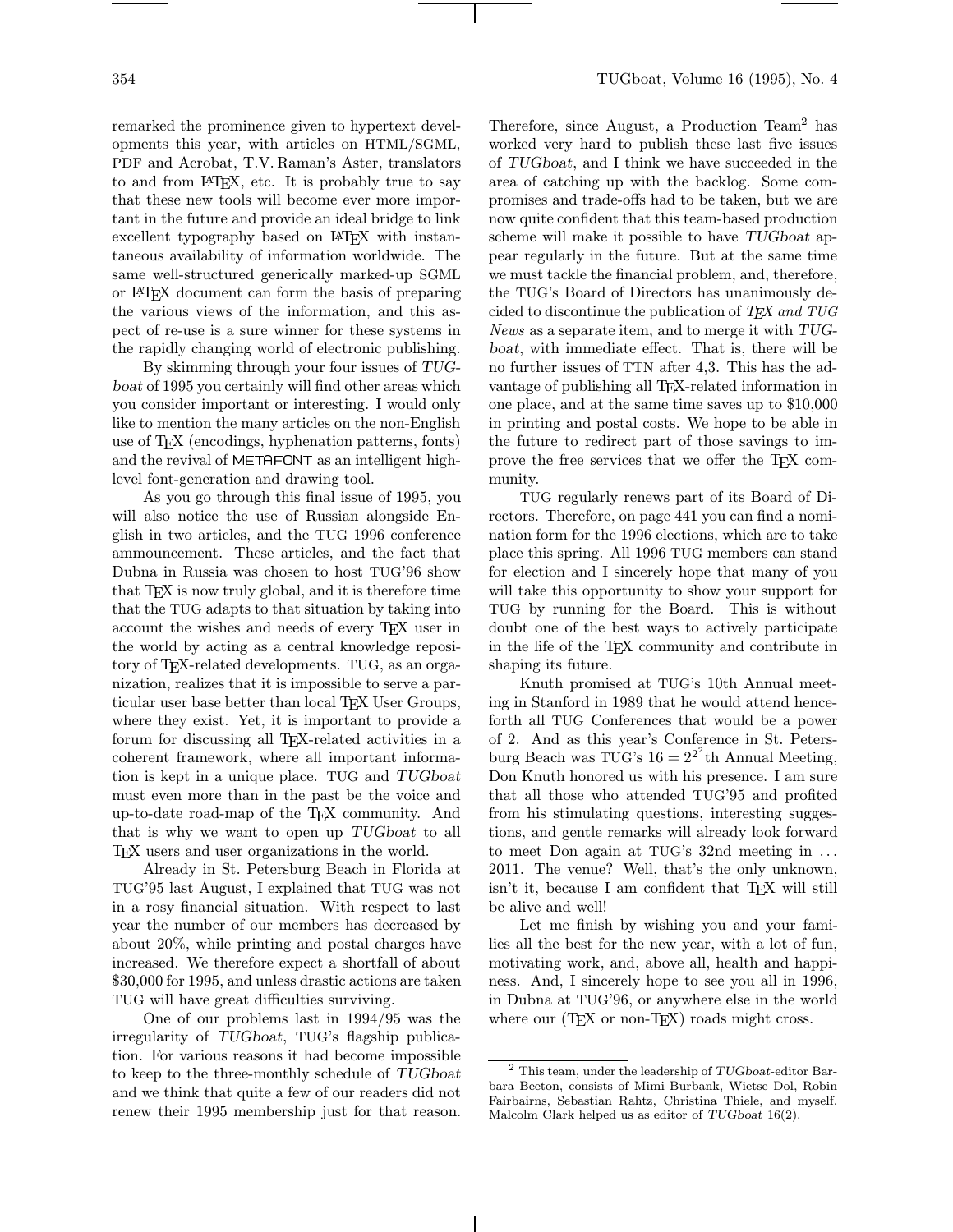remarked the prominence given to hypertext developments this year, with articles on HTML/SGML, PDF and Acrobat, T.V. Raman's Aster, translators to and from LaTeX, etc. It is probably true to say that these new tools will become ever more important in the future and provide an ideal bridge to link excellent typography based on LaTeX with instantaneous availability of information worldwide. The same well-structured generically marked-up SGML or LaTeX document can form the basis of preparing the various views of the information, and this aspect of re-use is a sure winner for these systems in the rapidly changing world of electronic publishing.

By skimming through your four issues of *TUGboat* of 1995 you certainly will find other areas which you consider important or interesting. I would only like to mention the many articles on the non-English use of TeX (encodings, hyphenation patterns, fonts) and the revival of METAFONT as an intelligent high-level font-generation and drawing tool.

As you go through this final issue of 1995, you will also notice the use of Russian alongside English in two articles, and the TUG 1996 conference ammouncement. These articles, and the fact that Dubna in Russia was chosen to host TUG'96 show that TeX is now truly global, and it is therefore time that the TUG adapts to that situation by taking into account the wishes and needs of every TeX user in the world by acting as a central knowledge repository of TeX-related developments. TUG, as an organization, realizes that it is impossible to serve a particular user base better than local TeX User Groups, where they exist. Yet, it is important to provide a forum for discussing all TeX-related activities in a coherent framework, where all important information is kept in a unique place. TUG and *TUGboat* must even more than in the past be the voice and up-to-date road-map of the TeX community. And that is why we want to open up *TUGboat* to all TeX users and user organizations in the world.

Already in St. Petersburg Beach in Florida at TUG'95 last August, I explained that TUG was not in a rosy financial situation. With respect to last year the number of our members has decreased by about 20%, while printing and postal charges have increased. We therefore expect a shortfall of about $30,000 for 1995, and unless drastic actions are taken TUG will have great difficulties surviving.

One of our problems last in 1994/95 was the irregularity of *TUGboat*, TUG's flagship publication. For various reasons it had become impossible to keep to the three-monthly schedule of *TUGboat* and we think that quite a few of our readers did not renew their 1995 membership just for that reason. Therefore, since August, a Production Team[2] has worked very hard to publish these last five issues of *TUGboat*, and I think we have succeeded in the area of catching up with the backlog. Some compromises and trade-offs had to be taken, but we are now quite confident that this team-based production scheme will make it possible to have *TUGboat* appear regularly in the future. But at the same time we must tackle the financial problem, and, therefore, the TUG's Board of Directors has unanimously decided to discontinue the publication of *TeX and TUG News* as a separate item, and to merge it with *TUGboat*, with immediate effect. That is, there will be no further issues of TTN after 4,3. This has the advantage of publishing all TeX-related information in one place, and at the same time saves up to $10,000 in printing and postal costs. We hope to be able in the future to redirect part of those savings to improve the free services that we offer the TeX community.

TUG regularly renews part of its Board of Directors. Therefore, on page 441 you can find a nomination form for the 1996 elections, which are to take place this spring. All 1996 TUG members can stand for election and I sincerely hope that many of you will take this opportunity to show your support for TUG by running for the Board. This is without doubt one of the best ways to actively participate in the life of the TeX community and contribute in shaping its future.

Knuth promised at TUG's 10th Annual meeting in Stanford in 1989 that he would attend henceforth all TUG Conferences that would be a power of 2. And as this year's Conference in St. Petersburg Beach was TUG's $16 = 2^{2^2}$th Annual Meeting, Don Knuth honored us with his presence. I am sure that all those who attended TUG'95 and profited from his stimulating questions, interesting suggestions, and gentle remarks will already look forward to meet Don again at TUG's 32nd meeting in ... 2011. The venue? Well, that's the only unknown, isn't it, because I am confident that TeX will still be alive and well!

Let me finish by wishing you and your families all the best for the new year, with a lot of fun, motivating work, and, above all, health and happiness. And, I sincerely hope to see you all in 1996, in Dubna at TUG'96, or anywhere else in the world where our (TeX or non-TeX) roads might cross.

---

[2] This team, under the leadership of *TUGboat*-editor Barbara Beeton, consists of Mimi Burbank, Wietse Dol, Robin Fairbairns, Sebastian Rahtz, Christina Thiele, and myself. Malcolm Clark helped us as editor of *TUGboat* 16(2).